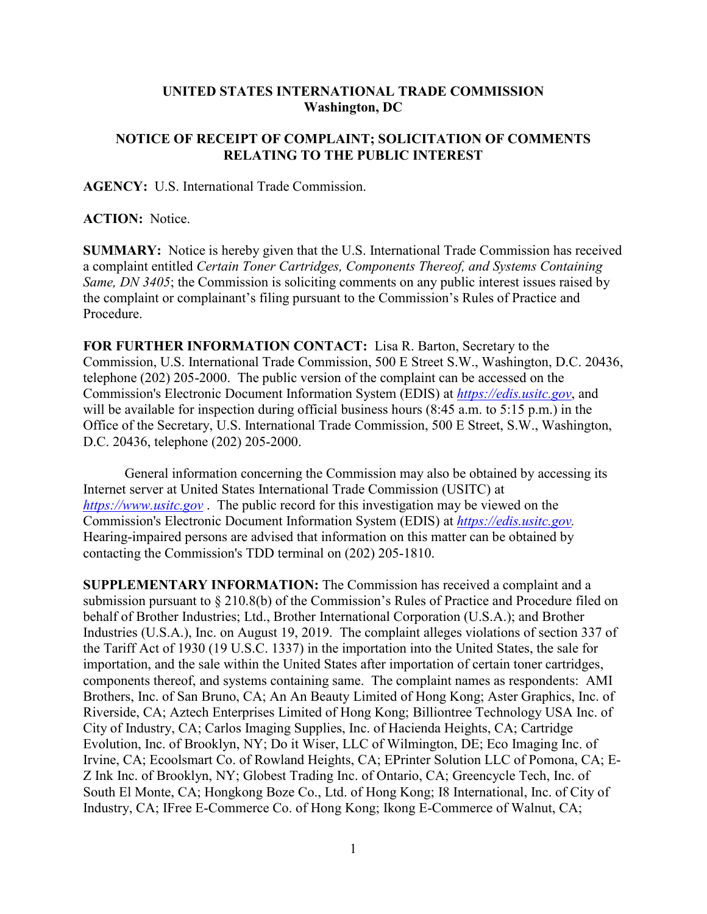**UNITED STATES INTERNATIONAL TRADE COMMISSION**
**Washington, DC**

**NOTICE OF RECEIPT OF COMPLAINT; SOLICITATION OF COMMENTS RELATING TO THE PUBLIC INTEREST**

**AGENCY:** U.S. International Trade Commission.

**ACTION:** Notice.

**SUMMARY:** Notice is hereby given that the U.S. International Trade Commission has received a complaint entitled *Certain Toner Cartridges, Components Thereof, and Systems Containing Same, DN 3405*; the Commission is soliciting comments on any public interest issues raised by the complaint or complainant's filing pursuant to the Commission's Rules of Practice and Procedure.

**FOR FURTHER INFORMATION CONTACT:** Lisa R. Barton, Secretary to the Commission, U.S. International Trade Commission, 500 E Street S.W., Washington, D.C. 20436, telephone (202) 205-2000. The public version of the complaint can be accessed on the Commission's Electronic Document Information System (EDIS) at *https://edis.usitc.gov*, and will be available for inspection during official business hours (8:45 a.m. to 5:15 p.m.) in the Office of the Secretary, U.S. International Trade Commission, 500 E Street, S.W., Washington, D.C. 20436, telephone (202) 205-2000.

General information concerning the Commission may also be obtained by accessing its Internet server at United States International Trade Commission (USITC) at *https://www.usitc.gov* . The public record for this investigation may be viewed on the Commission's Electronic Document Information System (EDIS) at *https://edis.usitc.gov.* Hearing-impaired persons are advised that information on this matter can be obtained by contacting the Commission's TDD terminal on (202) 205-1810.

**SUPPLEMENTARY INFORMATION:** The Commission has received a complaint and a submission pursuant to § 210.8(b) of the Commission's Rules of Practice and Procedure filed on behalf of Brother Industries; Ltd., Brother International Corporation (U.S.A.); and Brother Industries (U.S.A.), Inc. on August 19, 2019. The complaint alleges violations of section 337 of the Tariff Act of 1930 (19 U.S.C. 1337) in the importation into the United States, the sale for importation, and the sale within the United States after importation of certain toner cartridges, components thereof, and systems containing same. The complaint names as respondents: AMI Brothers, Inc. of San Bruno, CA; An An Beauty Limited of Hong Kong; Aster Graphics, Inc. of Riverside, CA; Aztech Enterprises Limited of Hong Kong; Billiontree Technology USA Inc. of City of Industry, CA; Carlos Imaging Supplies, Inc. of Hacienda Heights, CA; Cartridge Evolution, Inc. of Brooklyn, NY; Do it Wiser, LLC of Wilmington, DE; Eco Imaging Inc. of Irvine, CA; Ecoolsmart Co. of Rowland Heights, CA; EPrinter Solution LLC of Pomona, CA; E-Z Ink Inc. of Brooklyn, NY; Globest Trading Inc. of Ontario, CA; Greencycle Tech, Inc. of South El Monte, CA; Hongkong Boze Co., Ltd. of Hong Kong; I8 International, Inc. of City of Industry, CA; IFree E-Commerce Co. of Hong Kong; Ikong E-Commerce of Walnut, CA;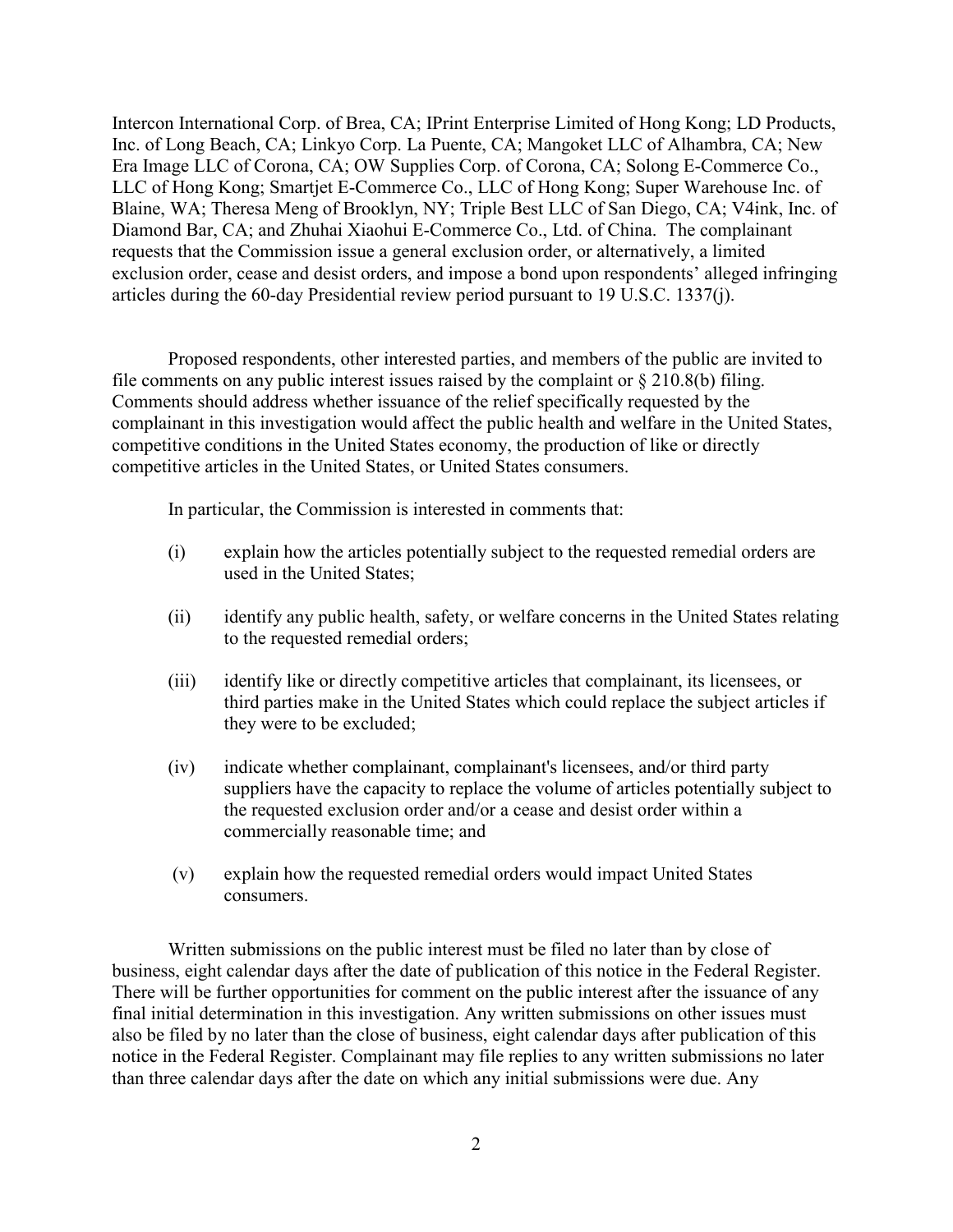Intercon International Corp. of Brea, CA; IPrint Enterprise Limited of Hong Kong; LD Products, Inc. of Long Beach, CA; Linkyo Corp. La Puente, CA; Mangoket LLC of Alhambra, CA; New Era Image LLC of Corona, CA; OW Supplies Corp. of Corona, CA; Solong E-Commerce Co., LLC of Hong Kong; Smartjet E-Commerce Co., LLC of Hong Kong; Super Warehouse Inc. of Blaine, WA; Theresa Meng of Brooklyn, NY; Triple Best LLC of San Diego, CA; V4ink, Inc. of Diamond Bar, CA; and Zhuhai Xiaohui E-Commerce Co., Ltd. of China. The complainant requests that the Commission issue a general exclusion order, or alternatively, a limited exclusion order, cease and desist orders, and impose a bond upon respondents' alleged infringing articles during the 60-day Presidential review period pursuant to 19 U.S.C. 1337(j).

Proposed respondents, other interested parties, and members of the public are invited to file comments on any public interest issues raised by the complaint or § 210.8(b) filing. Comments should address whether issuance of the relief specifically requested by the complainant in this investigation would affect the public health and welfare in the United States, competitive conditions in the United States economy, the production of like or directly competitive articles in the United States, or United States consumers.

In particular, the Commission is interested in comments that:

(i) explain how the articles potentially subject to the requested remedial orders are used in the United States;

(ii) identify any public health, safety, or welfare concerns in the United States relating to the requested remedial orders;

(iii) identify like or directly competitive articles that complainant, its licensees, or third parties make in the United States which could replace the subject articles if they were to be excluded;

(iv) indicate whether complainant, complainant's licensees, and/or third party suppliers have the capacity to replace the volume of articles potentially subject to the requested exclusion order and/or a cease and desist order within a commercially reasonable time; and

(v) explain how the requested remedial orders would impact United States consumers.

Written submissions on the public interest must be filed no later than by close of business, eight calendar days after the date of publication of this notice in the Federal Register. There will be further opportunities for comment on the public interest after the issuance of any final initial determination in this investigation. Any written submissions on other issues must also be filed by no later than the close of business, eight calendar days after publication of this notice in the Federal Register. Complainant may file replies to any written submissions no later than three calendar days after the date on which any initial submissions were due. Any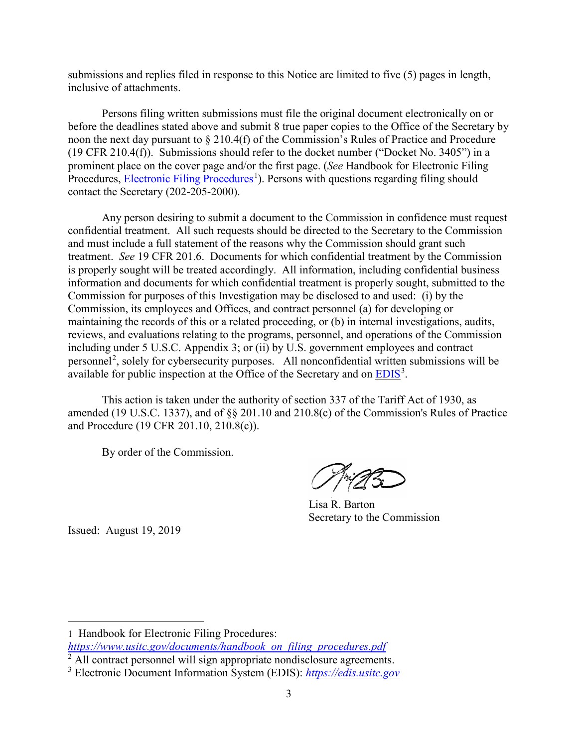submissions and replies filed in response to this Notice are limited to five (5) pages in length, inclusive of attachments.

Persons filing written submissions must file the original document electronically on or before the deadlines stated above and submit 8 true paper copies to the Office of the Secretary by noon the next day pursuant to § 210.4(f) of the Commission's Rules of Practice and Procedure (19 CFR 210.4(f)). Submissions should refer to the docket number ("Docket No. 3405") in a prominent place on the cover page and/or the first page. (*See* Handbook for Electronic Filing Procedures, Electronic Filing Procedures[1]). Persons with questions regarding filing should contact the Secretary (202-205-2000).

Any person desiring to submit a document to the Commission in confidence must request confidential treatment. All such requests should be directed to the Secretary to the Commission and must include a full statement of the reasons why the Commission should grant such treatment. *See* 19 CFR 201.6. Documents for which confidential treatment by the Commission is properly sought will be treated accordingly. All information, including confidential business information and documents for which confidential treatment is properly sought, submitted to the Commission for purposes of this Investigation may be disclosed to and used: (i) by the Commission, its employees and Offices, and contract personnel (a) for developing or maintaining the records of this or a related proceeding, or (b) in internal investigations, audits, reviews, and evaluations relating to the programs, personnel, and operations of the Commission including under 5 U.S.C. Appendix 3; or (ii) by U.S. government employees and contract personnel[2], solely for cybersecurity purposes. All nonconfidential written submissions will be available for public inspection at the Office of the Secretary and on EDIS[3].

This action is taken under the authority of section 337 of the Tariff Act of 1930, as amended (19 U.S.C. 1337), and of §§ 201.10 and 210.8(c) of the Commission's Rules of Practice and Procedure (19 CFR 201.10, 210.8(c)).

By order of the Commission.

Lisa R. Barton
Secretary to the Commission

Issued: August 19, 2019

---

1 Handbook for Electronic Filing Procedures: *https://www.usitc.gov/documents/handbook_on_filing_procedures.pdf*

2 All contract personnel will sign appropriate nondisclosure agreements.

3 Electronic Document Information System (EDIS): *https://edis.usitc.gov*